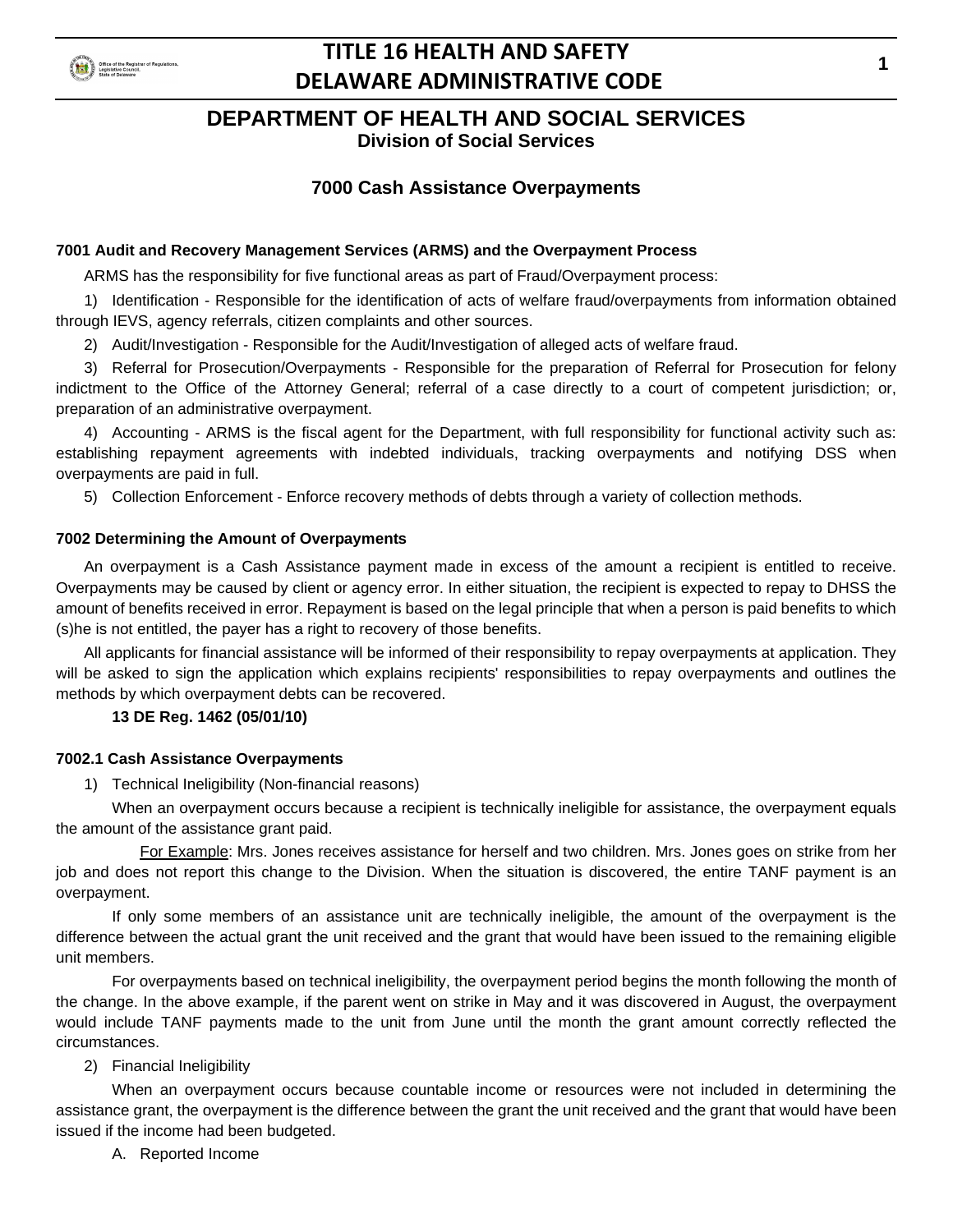# DEPARTMENT OF HEALTH AND SOCIAL SERVICES

## Division of Social Services

## 7000 Cash Assistance Overpayments

### 7001 Audit and Recovery Management Services (ARMS) and the Overpayment Process

ARMS has the responsibility for five functional areas as part of Fraud/Overpayment process:

1) Identification - Responsible for the identification of acts of welfare fraud/overpayments from information obtained through IEVS, agency referrals, citizen complaints and other sources.

2) Audit/Investigation - Responsible for the Audit/Investigation of alleged acts of welfare fraud.

3) Referral for Prosecution/Overpayments - Responsible for the preparation of Referral for Prosecution for felony indictment to the Office of the Attorney General; referral of a case directly to a court of competent jurisdiction; or, preparation of an administrative overpayment.

4) Accounting - ARMS is the fiscal agent for the Department, with full responsibility for functional activity such as: establishing repayment agreements with indebted individuals, tracking overpayments and notifying DSS when overpayments are paid in full.

5) Collection Enforcement - Enforce recovery methods of debts through a variety of collection methods.

### 7002 Determining the Amount of Overpayments

An overpayment is a Cash Assistance payment made in excess of the amount a recipient is entitled to receive. Overpayments may be caused by client or agency error. In either situation, the recipient is expected to repay to DHSS the amount of benefits received in error. Repayment is based on the legal principle that when a person is paid benefits to which (s)he is not entitled, the payer has a right to recovery of those benefits.

All applicants for financial assistance will be informed of their responsibility to repay overpayments at application. They will be asked to sign the application which explains recipients' responsibilities to repay overpayments and outlines the methods by which overpayment debts can be recovered.

**13 DE Reg. 1462 (05/01/10)**

### 7002.1 Cash Assistance Overpayments

1) Technical Ineligibility (Non-financial reasons)

When an overpayment occurs because a recipient is technically ineligible for assistance, the overpayment equals the amount of the assistance grant paid.

For Example: Mrs. Jones receives assistance for herself and two children. Mrs. Jones goes on strike from her job and does not report this change to the Division. When the situation is discovered, the entire TANF payment is an overpayment.

If only some members of an assistance unit are technically ineligible, the amount of the overpayment is the difference between the actual grant the unit received and the grant that would have been issued to the remaining eligible unit members.

For overpayments based on technical ineligibility, the overpayment period begins the month following the month of the change. In the above example, if the parent went on strike in May and it was discovered in August, the overpayment would include TANF payments made to the unit from June until the month the grant amount correctly reflected the circumstances.

2) Financial Ineligibility

When an overpayment occurs because countable income or resources were not included in determining the assistance grant, the overpayment is the difference between the grant the unit received and the grant that would have been issued if the income had been budgeted.

A. Reported Income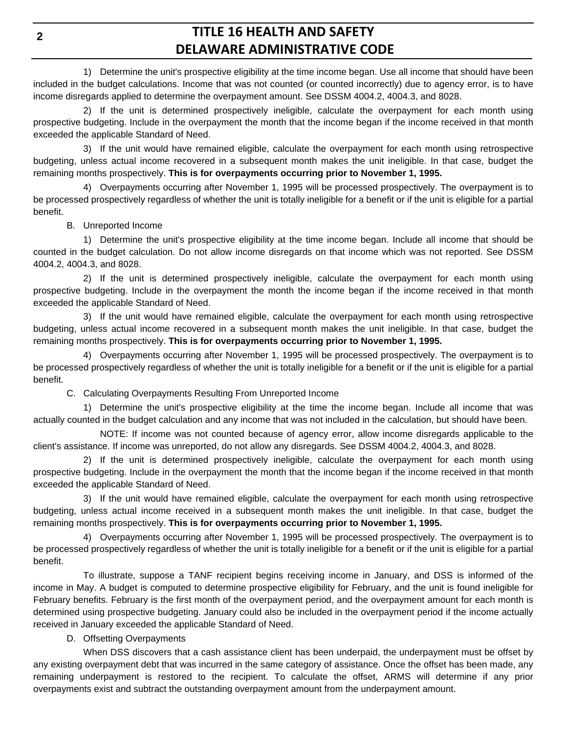1) Determine the unit's prospective eligibility at the time income began. Use all income that should have been included in the budget calculations. Income that was not counted (or counted incorrectly) due to agency error, is to have income disregards applied to determine the overpayment amount. See DSSM 4004.2, 4004.3, and 8028.

2) If the unit is determined prospectively ineligible, calculate the overpayment for each month using prospective budgeting. Include in the overpayment the month that the income began if the income received in that month exceeded the applicable Standard of Need.

3) If the unit would have remained eligible, calculate the overpayment for each month using retrospective budgeting, unless actual income recovered in a subsequent month makes the unit ineligible. In that case, budget the remaining months prospectively. **This is for overpayments occurring prior to November 1, 1995.**

4) Overpayments occurring after November 1, 1995 will be processed prospectively. The overpayment is to be processed prospectively regardless of whether the unit is totally ineligible for a benefit or if the unit is eligible for a partial benefit.

B. Unreported Income

1) Determine the unit's prospective eligibility at the time income began. Include all income that should be counted in the budget calculation. Do not allow income disregards on that income which was not reported. See DSSM 4004.2, 4004.3, and 8028.

2) If the unit is determined prospectively ineligible, calculate the overpayment for each month using prospective budgeting. Include in the overpayment the month the income began if the income received in that month exceeded the applicable Standard of Need.

3) If the unit would have remained eligible, calculate the overpayment for each month using retrospective budgeting, unless actual income recovered in a subsequent month makes the unit ineligible. In that case, budget the remaining months prospectively. **This is for overpayments occurring prior to November 1, 1995.**

4) Overpayments occurring after November 1, 1995 will be processed prospectively. The overpayment is to be processed prospectively regardless of whether the unit is totally ineligible for a benefit or if the unit is eligible for a partial benefit.

C. Calculating Overpayments Resulting From Unreported Income

1) Determine the unit's prospective eligibility at the time the income began. Include all income that was actually counted in the budget calculation and any income that was not included in the calculation, but should have been.

NOTE: If income was not counted because of agency error, allow income disregards applicable to the client's assistance. If income was unreported, do not allow any disregards. See DSSM 4004.2, 4004.3, and 8028.

2) If the unit is determined prospectively ineligible, calculate the overpayment for each month using prospective budgeting. Include in the overpayment the month that the income began if the income received in that month exceeded the applicable Standard of Need.

3) If the unit would have remained eligible, calculate the overpayment for each month using retrospective budgeting, unless actual income received in a subsequent month makes the unit ineligible. In that case, budget the remaining months prospectively. **This is for overpayments occurring prior to November 1, 1995.**

4) Overpayments occurring after November 1, 1995 will be processed prospectively. The overpayment is to be processed prospectively regardless of whether the unit is totally ineligible for a benefit or if the unit is eligible for a partial benefit.

To illustrate, suppose a TANF recipient begins receiving income in January, and DSS is informed of the income in May. A budget is computed to determine prospective eligibility for February, and the unit is found ineligible for February benefits. February is the first month of the overpayment period, and the overpayment amount for each month is determined using prospective budgeting. January could also be included in the overpayment period if the income actually received in January exceeded the applicable Standard of Need.

D. Offsetting Overpayments

When DSS discovers that a cash assistance client has been underpaid, the underpayment must be offset by any existing overpayment debt that was incurred in the same category of assistance. Once the offset has been made, any remaining underpayment is restored to the recipient. To calculate the offset, ARMS will determine if any prior overpayments exist and subtract the outstanding overpayment amount from the underpayment amount.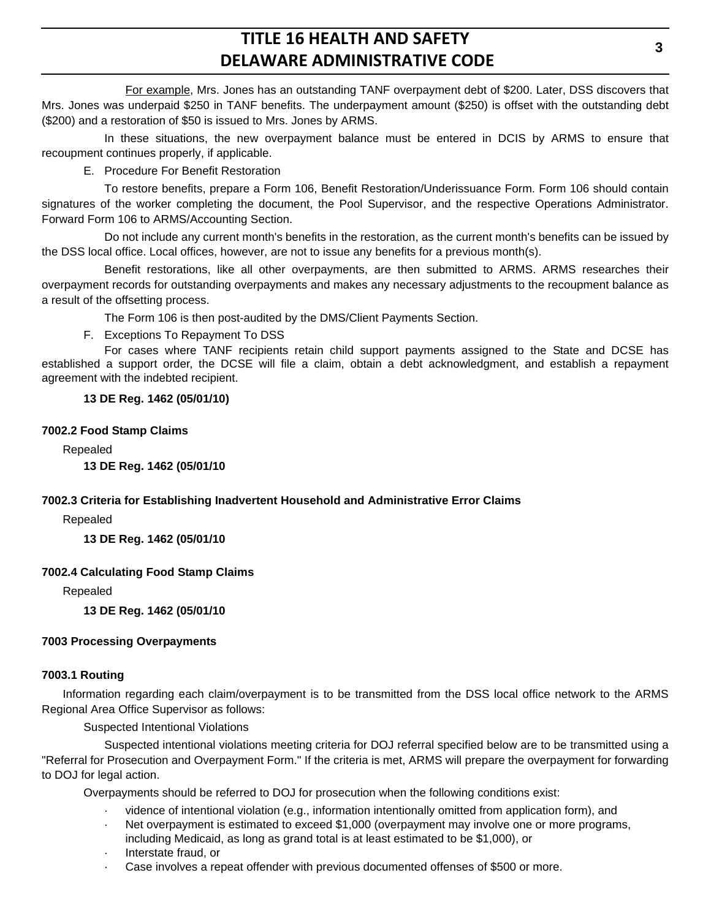For example, Mrs. Jones has an outstanding TANF overpayment debt of $200. Later, DSS discovers that Mrs. Jones was underpaid $250 in TANF benefits. The underpayment amount ($250) is offset with the outstanding debt ($200) and a restoration of $50 is issued to Mrs. Jones by ARMS.

In these situations, the new overpayment balance must be entered in DCIS by ARMS to ensure that recoupment continues properly, if applicable.

E. Procedure For Benefit Restoration

To restore benefits, prepare a Form 106, Benefit Restoration/Underissuance Form. Form 106 should contain signatures of the worker completing the document, the Pool Supervisor, and the respective Operations Administrator. Forward Form 106 to ARMS/Accounting Section.

Do not include any current month's benefits in the restoration, as the current month's benefits can be issued by the DSS local office. Local offices, however, are not to issue any benefits for a previous month(s).

Benefit restorations, like all other overpayments, are then submitted to ARMS. ARMS researches their overpayment records for outstanding overpayments and makes any necessary adjustments to the recoupment balance as a result of the offsetting process.

The Form 106 is then post-audited by the DMS/Client Payments Section.

F. Exceptions To Repayment To DSS

For cases where TANF recipients retain child support payments assigned to the State and DCSE has established a support order, the DCSE will file a claim, obtain a debt acknowledgment, and establish a repayment agreement with the indebted recipient.

**13 DE Reg. 1462 (05/01/10)**

### 7002.2 Food Stamp Claims

Repealed

**13 DE Reg. 1462 (05/01/10**

### 7002.3 Criteria for Establishing Inadvertent Household and Administrative Error Claims

Repealed

**13 DE Reg. 1462 (05/01/10**

### 7002.4 Calculating Food Stamp Claims

Repealed

**13 DE Reg. 1462 (05/01/10**

## 7003 Processing Overpayments

### 7003.1 Routing

Information regarding each claim/overpayment is to be transmitted from the DSS local office network to the ARMS Regional Area Office Supervisor as follows:

Suspected Intentional Violations

Suspected intentional violations meeting criteria for DOJ referral specified below are to be transmitted using a "Referral for Prosecution and Overpayment Form." If the criteria is met, ARMS will prepare the overpayment for forwarding to DOJ for legal action.

Overpayments should be referred to DOJ for prosecution when the following conditions exist:

- vidence of intentional violation (e.g., information intentionally omitted from application form), and
- Net overpayment is estimated to exceed $1,000 (overpayment may involve one or more programs, including Medicaid, as long as grand total is at least estimated to be $1,000), or
- Interstate fraud, or
- Case involves a repeat offender with previous documented offenses of $500 or more.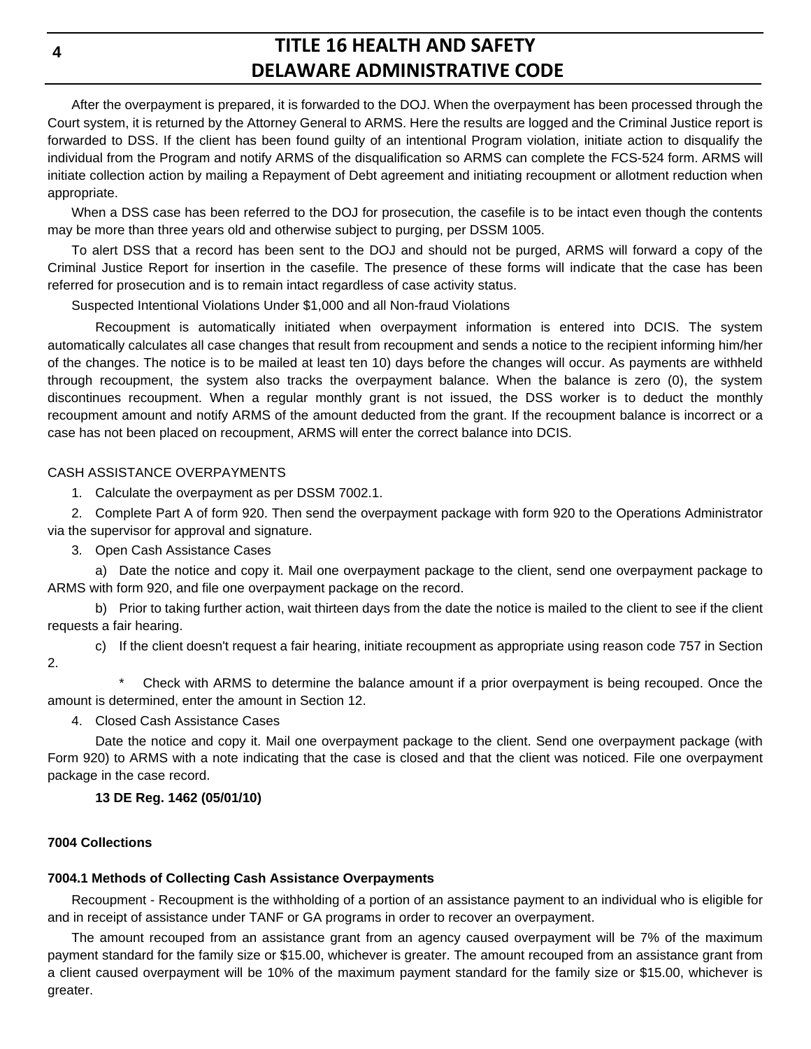After the overpayment is prepared, it is forwarded to the DOJ. When the overpayment has been processed through the Court system, it is returned by the Attorney General to ARMS. Here the results are logged and the Criminal Justice report is forwarded to DSS. If the client has been found guilty of an intentional Program violation, initiate action to disqualify the individual from the Program and notify ARMS of the disqualification so ARMS can complete the FCS-524 form. ARMS will initiate collection action by mailing a Repayment of Debt agreement and initiating recoupment or allotment reduction when appropriate.

When a DSS case has been referred to the DOJ for prosecution, the casefile is to be intact even though the contents may be more than three years old and otherwise subject to purging, per DSSM 1005.

To alert DSS that a record has been sent to the DOJ and should not be purged, ARMS will forward a copy of the Criminal Justice Report for insertion in the casefile. The presence of these forms will indicate that the case has been referred for prosecution and is to remain intact regardless of case activity status.

Suspected Intentional Violations Under $1,000 and all Non-fraud Violations

Recoupment is automatically initiated when overpayment information is entered into DCIS. The system automatically calculates all case changes that result from recoupment and sends a notice to the recipient informing him/her of the changes. The notice is to be mailed at least ten 10) days before the changes will occur. As payments are withheld through recoupment, the system also tracks the overpayment balance. When the balance is zero (0), the system discontinues recoupment. When a regular monthly grant is not issued, the DSS worker is to deduct the monthly recoupment amount and notify ARMS of the amount deducted from the grant. If the recoupment balance is incorrect or a case has not been placed on recoupment, ARMS will enter the correct balance into DCIS.

CASH ASSISTANCE OVERPAYMENTS

1. Calculate the overpayment as per DSSM 7002.1.
2. Complete Part A of form 920. Then send the overpayment package with form 920 to the Operations Administrator via the supervisor for approval and signature.
3. Open Cash Assistance Cases
   a) Date the notice and copy it. Mail one overpayment package to the client, send one overpayment package to ARMS with form 920, and file one overpayment package on the record.
   b) Prior to taking further action, wait thirteen days from the date the notice is mailed to the client to see if the client requests a fair hearing.
   c) If the client doesn't request a fair hearing, initiate recoupment as appropriate using reason code 757 in Section 2.
      * Check with ARMS to determine the balance amount if a prior overpayment is being recouped. Once the amount is determined, enter the amount in Section 12.
4. Closed Cash Assistance Cases

   Date the notice and copy it. Mail one overpayment package to the client. Send one overpayment package (with Form 920) to ARMS with a note indicating that the case is closed and that the client was noticed. File one overpayment package in the case record.

**13 DE Reg. 1462 (05/01/10)**

### 7004 Collections

#### 7004.1 Methods of Collecting Cash Assistance Overpayments

Recoupment - Recoupment is the withholding of a portion of an assistance payment to an individual who is eligible for and in receipt of assistance under TANF or GA programs in order to recover an overpayment.

The amount recouped from an assistance grant from an agency caused overpayment will be 7% of the maximum payment standard for the family size or $15.00, whichever is greater. The amount recouped from an assistance grant from a client caused overpayment will be 10% of the maximum payment standard for the family size or $15.00, whichever is greater.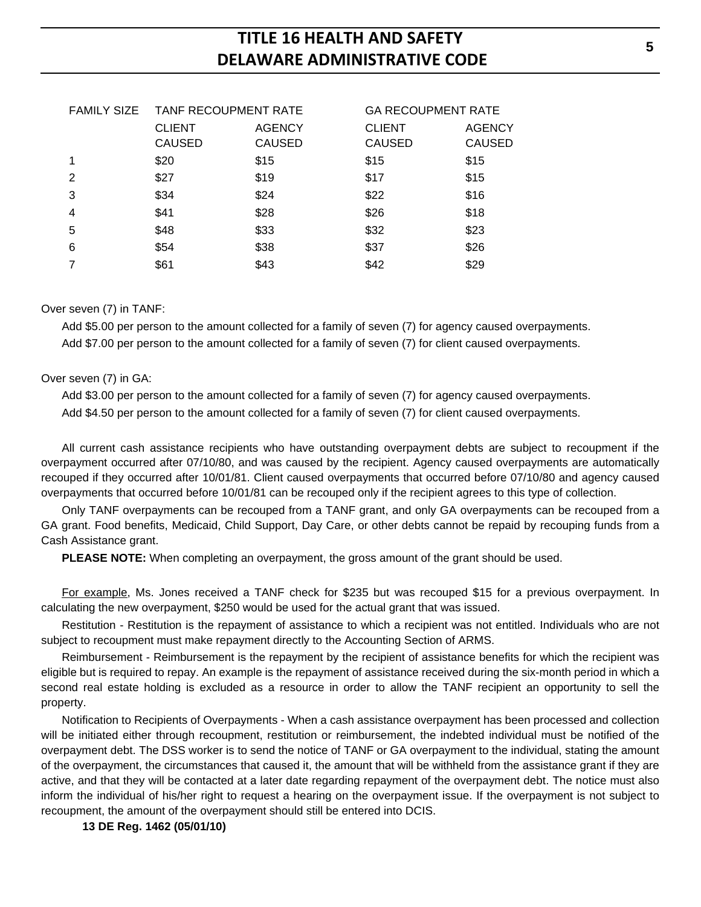| FAMILY SIZE | TANF RECOUPMENT RATE | | GA RECOUPMENT RATE | |
|---|---|---|---|---|
| | CLIENT CAUSED | AGENCY CAUSED | CLIENT CAUSED | AGENCY CAUSED |
| 1 | $20 | $15 | $15 | $15 |
| 2 | $27 | $19 | $17 | $15 |
| 3 | $34 | $24 | $22 | $16 |
| 4 | $41 | $28 | $26 | $18 |
| 5 | $48 | $33 | $32 | $23 |
| 6 | $54 | $38 | $37 | $26 |
| 7 | $61 | $43 | $42 | $29 |

Over seven (7) in TANF:

Add $5.00 per person to the amount collected for a family of seven (7) for agency caused overpayments.

Add $7.00 per person to the amount collected for a family of seven (7) for client caused overpayments.

Over seven (7) in GA:

Add $3.00 per person to the amount collected for a family of seven (7) for agency caused overpayments.

Add $4.50 per person to the amount collected for a family of seven (7) for client caused overpayments.

All current cash assistance recipients who have outstanding overpayment debts are subject to recoupment if the overpayment occurred after 07/10/80, and was caused by the recipient. Agency caused overpayments are automatically recouped if they occurred after 10/01/81. Client caused overpayments that occurred before 07/10/80 and agency caused overpayments that occurred before 10/01/81 can be recouped only if the recipient agrees to this type of collection.

Only TANF overpayments can be recouped from a TANF grant, and only GA overpayments can be recouped from a GA grant. Food benefits, Medicaid, Child Support, Day Care, or other debts cannot be repaid by recouping funds from a Cash Assistance grant.

**PLEASE NOTE:** When completing an overpayment, the gross amount of the grant should be used.

For example, Ms. Jones received a TANF check for $235 but was recouped $15 for a previous overpayment. In calculating the new overpayment, $250 would be used for the actual grant that was issued.

Restitution - Restitution is the repayment of assistance to which a recipient was not entitled. Individuals who are not subject to recoupment must make repayment directly to the Accounting Section of ARMS.

Reimbursement - Reimbursement is the repayment by the recipient of assistance benefits for which the recipient was eligible but is required to repay. An example is the repayment of assistance received during the six-month period in which a second real estate holding is excluded as a resource in order to allow the TANF recipient an opportunity to sell the property.

Notification to Recipients of Overpayments - When a cash assistance overpayment has been processed and collection will be initiated either through recoupment, restitution or reimbursement, the indebted individual must be notified of the overpayment debt. The DSS worker is to send the notice of TANF or GA overpayment to the individual, stating the amount of the overpayment, the circumstances that caused it, the amount that will be withheld from the assistance grant if they are active, and that they will be contacted at a later date regarding repayment of the overpayment debt. The notice must also inform the individual of his/her right to request a hearing on the overpayment issue. If the overpayment is not subject to recoupment, the amount of the overpayment should still be entered into DCIS.

**13 DE Reg. 1462 (05/01/10)**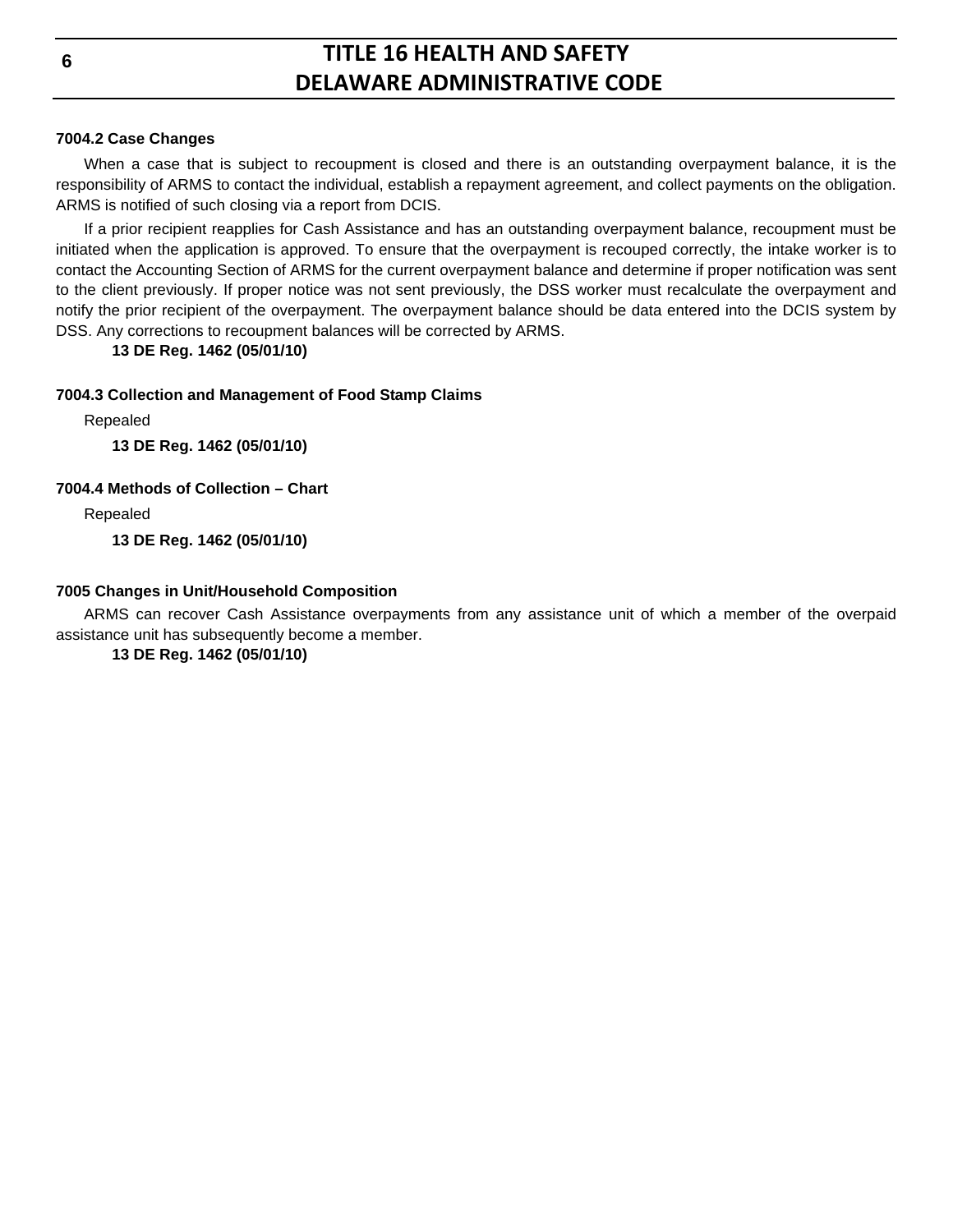### 7004.2 Case Changes

When a case that is subject to recoupment is closed and there is an outstanding overpayment balance, it is the responsibility of ARMS to contact the individual, establish a repayment agreement, and collect payments on the obligation. ARMS is notified of such closing via a report from DCIS.

If a prior recipient reapplies for Cash Assistance and has an outstanding overpayment balance, recoupment must be initiated when the application is approved. To ensure that the overpayment is recouped correctly, the intake worker is to contact the Accounting Section of ARMS for the current overpayment balance and determine if proper notification was sent to the client previously. If proper notice was not sent previously, the DSS worker must recalculate the overpayment and notify the prior recipient of the overpayment. The overpayment balance should be data entered into the DCIS system by DSS. Any corrections to recoupment balances will be corrected by ARMS.

**13 DE Reg. 1462 (05/01/10)**

### 7004.3 Collection and Management of Food Stamp Claims

Repealed

**13 DE Reg. 1462 (05/01/10)**

### 7004.4 Methods of Collection – Chart

Repealed

**13 DE Reg. 1462 (05/01/10)**

### 7005 Changes in Unit/Household Composition

ARMS can recover Cash Assistance overpayments from any assistance unit of which a member of the overpaid assistance unit has subsequently become a member.

**13 DE Reg. 1462 (05/01/10)**